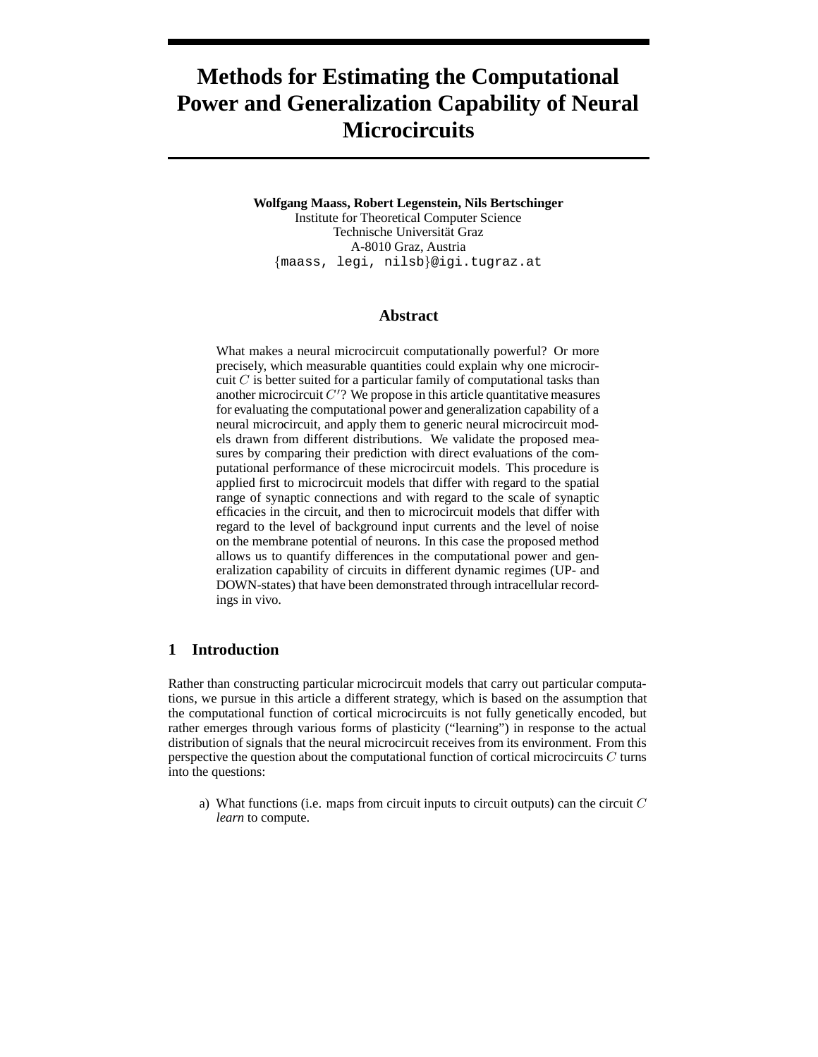# Methods for Estimating the Computational Power and Generalization Capability of Neural Microcircuits

**Wolfgang Maass, Robert Legenstein, Nils Bertschinger**
Institute for Theoretical Computer Science
Technische Universität Graz
A-8010 Graz, Austria
{maass, legi, nilsb}@igi.tugraz.at

## Abstract

What makes a neural microcircuit computationally powerful? Or more precisely, which measurable quantities could explain why one microcircuit $C$ is better suited for a particular family of computational tasks than another microcircuit $C'$? We propose in this article quantitative measures for evaluating the computational power and generalization capability of a neural microcircuit, and apply them to generic neural microcircuit models drawn from different distributions. We validate the proposed measures by comparing their prediction with direct evaluations of the computational performance of these microcircuit models. This procedure is applied first to microcircuit models that differ with regard to the spatial range of synaptic connections and with regard to the scale of synaptic efficacies in the circuit, and then to microcircuit models that differ with regard to the level of background input currents and the level of noise on the membrane potential of neurons. In this case the proposed method allows us to quantify differences in the computational power and generalization capability of circuits in different dynamic regimes (UP- and DOWN-states) that have been demonstrated through intracellular recordings in vivo.

## 1 Introduction

Rather than constructing particular microcircuit models that carry out particular computations, we pursue in this article a different strategy, which is based on the assumption that the computational function of cortical microcircuits is not fully genetically encoded, but rather emerges through various forms of plasticity ("learning") in response to the actual distribution of signals that the neural microcircuit receives from its environment. From this perspective the question about the computational function of cortical microcircuits $C$ turns into the questions:

a) What functions (i.e. maps from circuit inputs to circuit outputs) can the circuit $C$ *learn* to compute.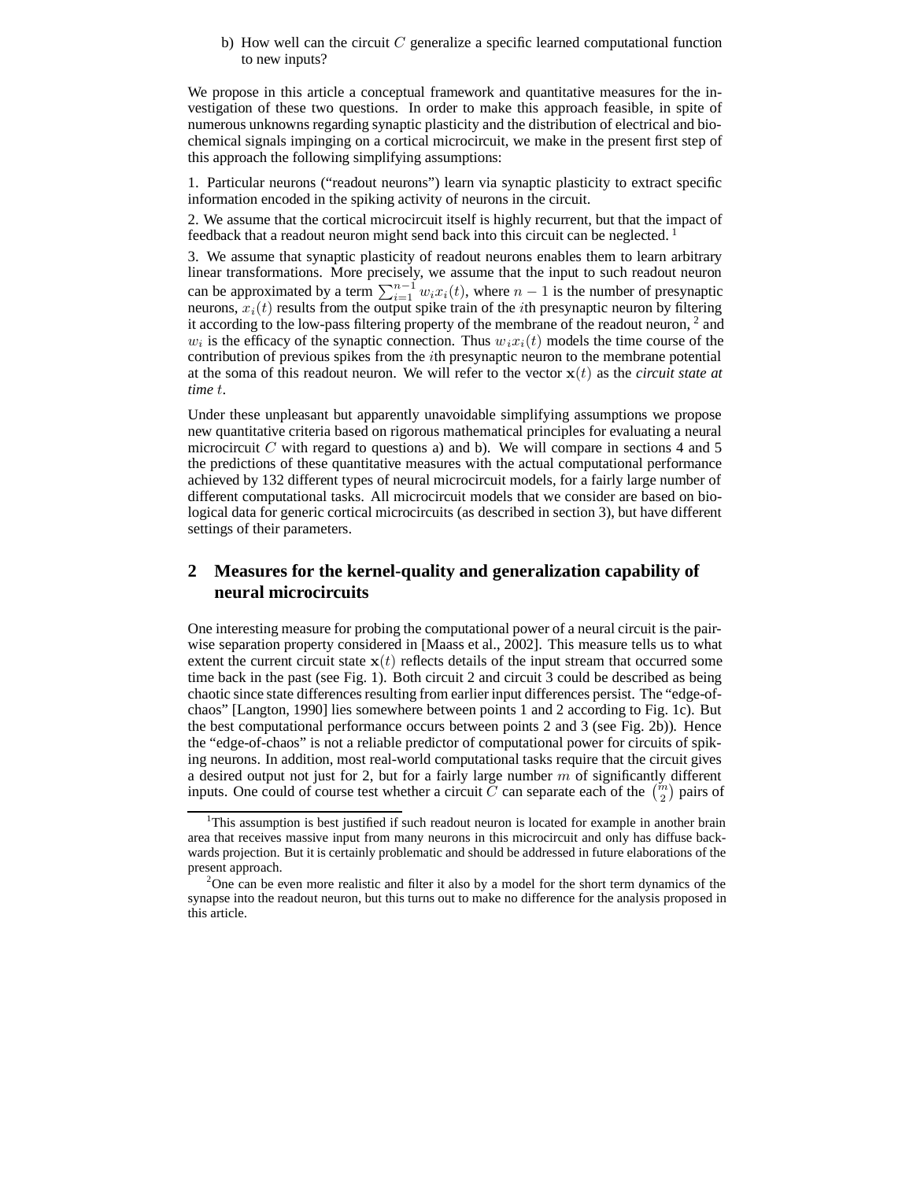b) How well can the circuit $C$ generalize a specific learned computational function to new inputs?

We propose in this article a conceptual framework and quantitative measures for the investigation of these two questions. In order to make this approach feasible, in spite of numerous unknowns regarding synaptic plasticity and the distribution of electrical and biochemical signals impinging on a cortical microcircuit, we make in the present first step of this approach the following simplifying assumptions:

1. Particular neurons ("readout neurons") learn via synaptic plasticity to extract specific information encoded in the spiking activity of neurons in the circuit.

2. We assume that the cortical microcircuit itself is highly recurrent, but that the impact of feedback that a readout neuron might send back into this circuit can be neglected. [1]

3. We assume that synaptic plasticity of readout neurons enables them to learn arbitrary linear transformations. More precisely, we assume that the input to such readout neuron can be approximated by a term $\sum_{i=1}^{n-1} w_i x_i(t)$, where $n-1$ is the number of presynaptic neurons, $x_i(t)$ results from the output spike train of the $i$th presynaptic neuron by filtering it according to the low-pass filtering property of the membrane of the readout neuron, [2] and $w_i$ is the efficacy of the synaptic connection. Thus $w_i x_i(t)$ models the time course of the contribution of previous spikes from the $i$th presynaptic neuron to the membrane potential at the soma of this readout neuron. We will refer to the vector $\mathbf{x}(t)$ as the *circuit state at time* $t$.

Under these unpleasant but apparently unavoidable simplifying assumptions we propose new quantitative criteria based on rigorous mathematical principles for evaluating a neural microcircuit $C$ with regard to questions a) and b). We will compare in sections 4 and 5 the predictions of these quantitative measures with the actual computational performance achieved by 132 different types of neural microcircuit models, for a fairly large number of different computational tasks. All microcircuit models that we consider are based on biological data for generic cortical microcircuits (as described in section 3), but have different settings of their parameters.

## 2 Measures for the kernel-quality and generalization capability of neural microcircuits

One interesting measure for probing the computational power of a neural circuit is the pairwise separation property considered in [Maass et al., 2002]. This measure tells us to what extent the current circuit state $\mathbf{x}(t)$ reflects details of the input stream that occurred some time back in the past (see Fig. 1). Both circuit 2 and circuit 3 could be described as being chaotic since state differences resulting from earlier input differences persist. The "edge-of-chaos" [Langton, 1990] lies somewhere between points 1 and 2 according to Fig. 1c). But the best computational performance occurs between points 2 and 3 (see Fig. 2b)). Hence the "edge-of-chaos" is not a reliable predictor of computational power for circuits of spiking neurons. In addition, most real-world computational tasks require that the circuit gives a desired output not just for 2, but for a fairly large number $m$ of significantly different inputs. One could of course test whether a circuit $C$ can separate each of the $\binom{m}{2}$ pairs of

[1] This assumption is best justified if such readout neuron is located for example in another brain area that receives massive input from many neurons in this microcircuit and only has diffuse backwards projection. But it is certainly problematic and should be addressed in future elaborations of the present approach.

[2] One can be even more realistic and filter it also by a model for the short term dynamics of the synapse into the readout neuron, but this turns out to make no difference for the analysis proposed in this article.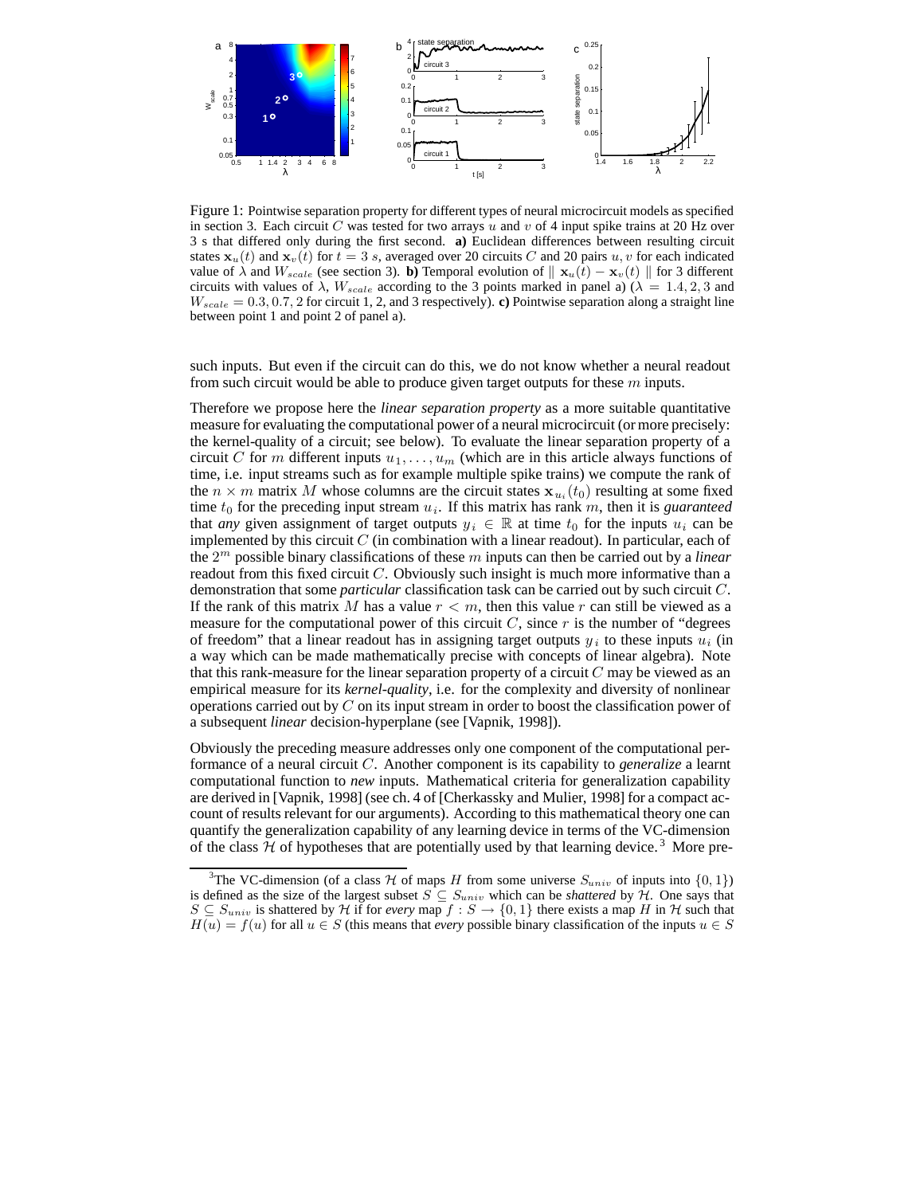Figure 1: Pointwise separation property for different types of neural microcircuit models as specified in section 3. Each circuit $C$ was tested for two arrays $u$ and $v$ of 4 input spike trains at 20 Hz over 3 s that differed only during the first second. **a)** Euclidean differences between resulting circuit states $\mathbf{x}_u(t)$ and $\mathbf{x}_v(t)$ for $t = 3\ s$, averaged over 20 circuits $C$ and 20 pairs $u, v$ for each indicated value of $\lambda$ and $W_{scale}$ (see section 3). **b)** Temporal evolution of $\| \mathbf{x}_u(t) - \mathbf{x}_v(t) \|$ for 3 different circuits with values of $\lambda$, $W_{scale}$ according to the 3 points marked in panel a) ($\lambda = 1.4, 2, 3$ and $W_{scale} = 0.3, 0.7, 2$ for circuit 1, 2, and 3 respectively). **c)** Pointwise separation along a straight line between point 1 and point 2 of panel a).

such inputs. But even if the circuit can do this, we do not know whether a neural readout from such circuit would be able to produce given target outputs for these $m$ inputs.

Therefore we propose here the *linear separation property* as a more suitable quantitative measure for evaluating the computational power of a neural microcircuit (or more precisely: the kernel-quality of a circuit; see below). To evaluate the linear separation property of a circuit $C$ for $m$ different inputs $u_1, \ldots, u_m$ (which are in this article always functions of time, i.e. input streams such as for example multiple spike trains) we compute the rank of the $n \times m$ matrix $M$ whose columns are the circuit states $\mathbf{x}_{u_i}(t_0)$ resulting at some fixed time $t_0$ for the preceding input stream $u_i$. If this matrix has rank $m$, then it is *guaranteed* that *any* given assignment of target outputs $y_i \in \mathbb{R}$ at time $t_0$ for the inputs $u_i$ can be implemented by this circuit $C$ (in combination with a linear readout). In particular, each of the $2^m$ possible binary classifications of these $m$ inputs can then be carried out by a *linear* readout from this fixed circuit $C$. Obviously such insight is much more informative than a demonstration that some *particular* classification task can be carried out by such circuit $C$. If the rank of this matrix $M$ has a value $r < m$, then this value $r$ can still be viewed as a measure for the computational power of this circuit $C$, since $r$ is the number of "degrees of freedom" that a linear readout has in assigning target outputs $y_i$ to these inputs $u_i$ (in a way which can be made mathematically precise with concepts of linear algebra). Note that this rank-measure for the linear separation property of a circuit $C$ may be viewed as an empirical measure for its *kernel-quality*, i.e. for the complexity and diversity of nonlinear operations carried out by $C$ on its input stream in order to boost the classification power of a subsequent *linear* decision-hyperplane (see [Vapnik, 1998]).

Obviously the preceding measure addresses only one component of the computational performance of a neural circuit $C$. Another component is its capability to *generalize* a learnt computational function to *new* inputs. Mathematical criteria for generalization capability are derived in [Vapnik, 1998] (see ch. 4 of [Cherkassky and Mulier, 1998] for a compact account of results relevant for our arguments). According to this mathematical theory one can quantify the generalization capability of any learning device in terms of the VC-dimension of the class $\mathcal{H}$ of hypotheses that are potentially used by that learning device.[3] More pre-

[3] The VC-dimension (of a class $\mathcal{H}$ of maps $H$ from some universe $S_{univ}$ of inputs into $\{0, 1\}$) is defined as the size of the largest subset $S \subseteq S_{univ}$ which can be *shattered* by $\mathcal{H}$. One says that $S \subseteq S_{univ}$ is shattered by $\mathcal{H}$ if for *every* map $f : S \to \{0, 1\}$ there exists a map $H$ in $\mathcal{H}$ such that $H(u) = f(u)$ for all $u \in S$ (this means that *every* possible binary classification of the inputs $u \in S$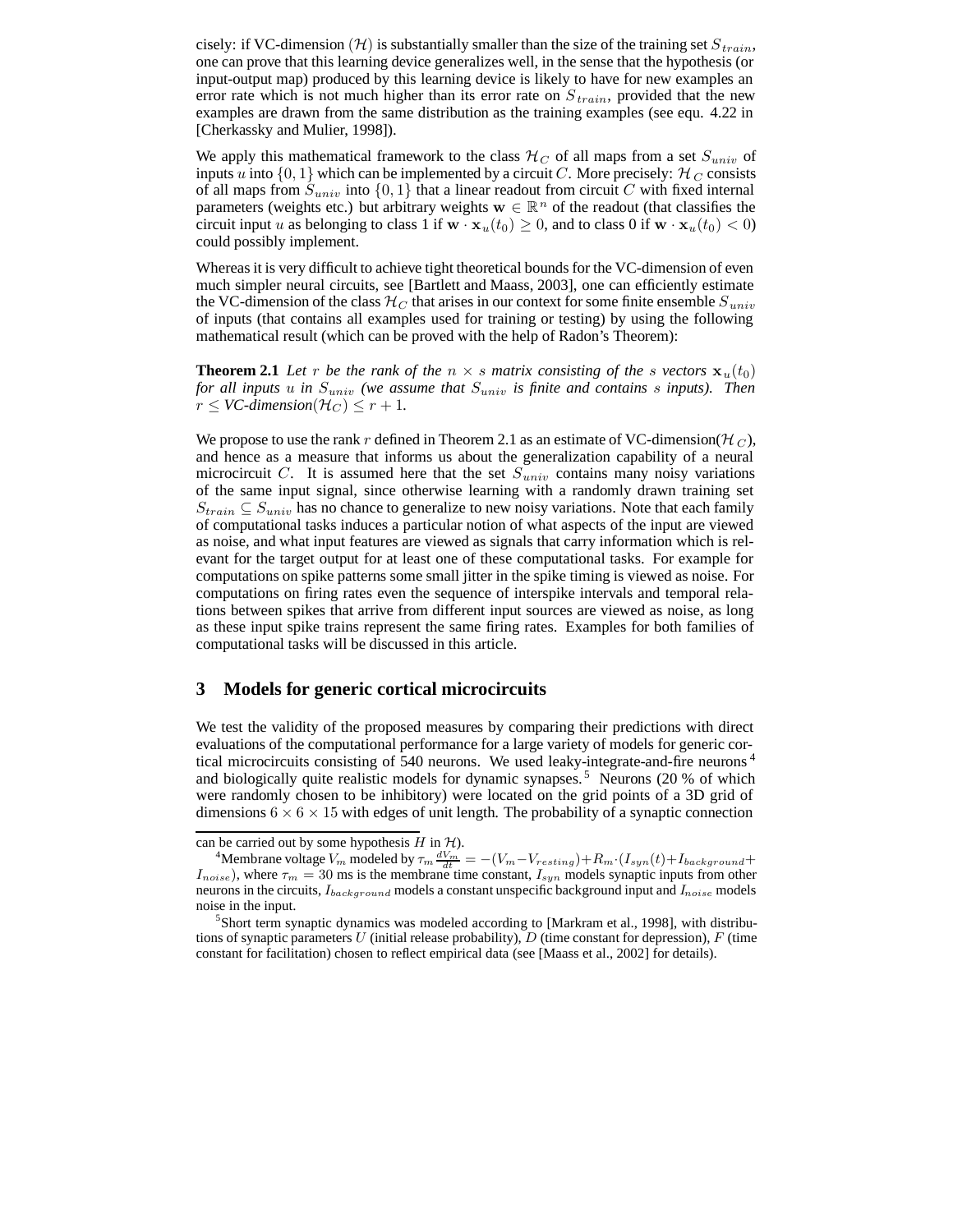cisely: if VC-dimension ($\mathcal{H}$) is substantially smaller than the size of the training set $S_{train}$, one can prove that this learning device generalizes well, in the sense that the hypothesis (or input-output map) produced by this learning device is likely to have for new examples an error rate which is not much higher than its error rate on $S_{train}$, provided that the new examples are drawn from the same distribution as the training examples (see equ. 4.22 in [Cherkassky and Mulier, 1998]).

We apply this mathematical framework to the class $\mathcal{H}_C$ of all maps from a set $S_{univ}$ of inputs $u$ into $\{0, 1\}$ which can be implemented by a circuit $C$. More precisely: $\mathcal{H}_C$ consists of all maps from $S_{univ}$ into $\{0, 1\}$ that a linear readout from circuit $C$ with fixed internal parameters (weights etc.) but arbitrary weights $\mathbf{w} \in \mathbb{R}^n$ of the readout (that classifies the circuit input $u$ as belonging to class 1 if $\mathbf{w} \cdot \mathbf{x}_u(t_0) \geq 0$, and to class 0 if $\mathbf{w} \cdot \mathbf{x}_u(t_0) < 0$) could possibly implement.

Whereas it is very difficult to achieve tight theoretical bounds for the VC-dimension of even much simpler neural circuits, see [Bartlett and Maass, 2003], one can efficiently estimate the VC-dimension of the class $\mathcal{H}_C$ that arises in our context for some finite ensemble $S_{univ}$ of inputs (that contains all examples used for training or testing) by using the following mathematical result (which can be proved with the help of Radon's Theorem):

**Theorem 2.1** *Let $r$ be the rank of the $n \times s$ matrix consisting of the $s$ vectors $\mathbf{x}_u(t_0)$ for all inputs $u$ in $S_{univ}$ (we assume that $S_{univ}$ is finite and contains $s$ inputs). Then $r \leq$ VC-dimension($\mathcal{H}_C$) $\leq r + 1$.*

We propose to use the rank $r$ defined in Theorem 2.1 as an estimate of VC-dimension($\mathcal{H}_C$), and hence as a measure that informs us about the generalization capability of a neural microcircuit $C$. It is assumed here that the set $S_{univ}$ contains many noisy variations of the same input signal, since otherwise learning with a randomly drawn training set $S_{train} \subseteq S_{univ}$ has no chance to generalize to new noisy variations. Note that each family of computational tasks induces a particular notion of what aspects of the input are viewed as noise, and what input features are viewed as signals that carry information which is relevant for the target output for at least one of these computational tasks. For example for computations on spike patterns some small jitter in the spike timing is viewed as noise. For computations on firing rates even the sequence of interspike intervals and temporal relations between spikes that arrive from different input sources are viewed as noise, as long as these input spike trains represent the same firing rates. Examples for both families of computational tasks will be discussed in this article.

## 3 Models for generic cortical microcircuits

We test the validity of the proposed measures by comparing their predictions with direct evaluations of the computational performance for a large variety of models for generic cortical microcircuits consisting of 540 neurons. We used leaky-integrate-and-fire neurons [4] and biologically quite realistic models for dynamic synapses. [5] Neurons (20 % of which were randomly chosen to be inhibitory) were located on the grid points of a 3D grid of dimensions $6 \times 6 \times 15$ with edges of unit length. The probability of a synaptic connection

---

can be carried out by some hypothesis $H$ in $\mathcal{H}$).

[4] Membrane voltage $V_m$ modeled by $\tau_m \frac{dV_m}{dt} = -(V_m - V_{resting}) + R_m \cdot (I_{syn}(t) + I_{background} + I_{noise})$, where $\tau_m = 30$ ms is the membrane time constant, $I_{syn}$ models synaptic inputs from other neurons in the circuits, $I_{background}$ models a constant unspecific background input and $I_{noise}$ models noise in the input.

[5] Short term synaptic dynamics was modeled according to [Markram et al., 1998], with distributions of synaptic parameters $U$ (initial release probability), $D$ (time constant for depression), $F$ (time constant for facilitation) chosen to reflect empirical data (see [Maass et al., 2002] for details).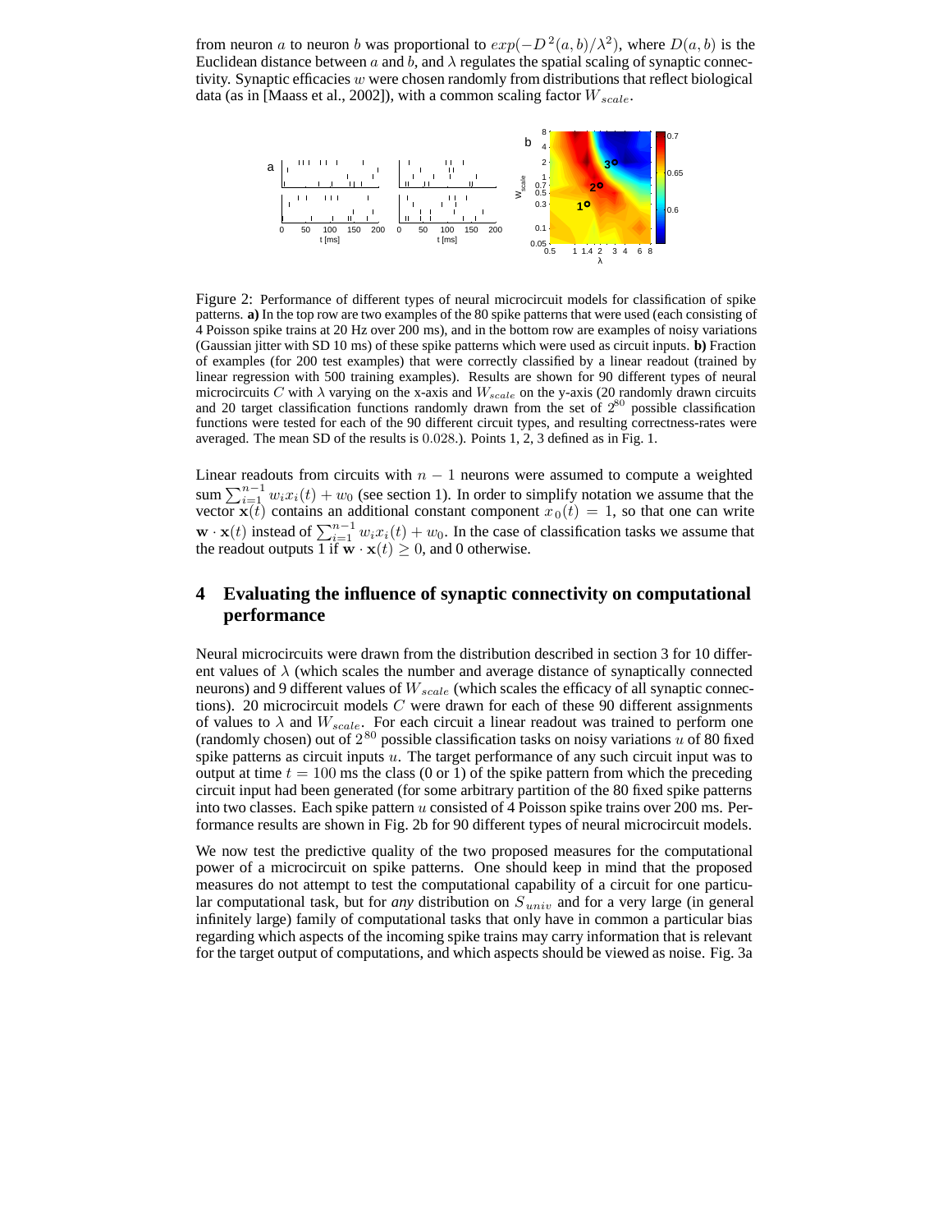from neuron $a$ to neuron $b$ was proportional to $exp(-D^2(a,b)/\lambda^2)$, where $D(a,b)$ is the Euclidean distance between $a$ and $b$, and $\lambda$ regulates the spatial scaling of synaptic connectivity. Synaptic efficacies $w$ were chosen randomly from distributions that reflect biological data (as in [Maass et al., 2002]), with a common scaling factor $W_{scale}$.

Figure 2: Performance of different types of neural microcircuit models for classification of spike patterns. **a)** In the top row are two examples of the 80 spike patterns that were used (each consisting of 4 Poisson spike trains at 20 Hz over 200 ms), and in the bottom row are examples of noisy variations (Gaussian jitter with SD 10 ms) of these spike patterns which were used as circuit inputs. **b)** Fraction of examples (for 200 test examples) that were correctly classified by a linear readout (trained by linear regression with 500 training examples). Results are shown for 90 different types of neural microcircuits $C$ with $\lambda$ varying on the x-axis and $W_{scale}$ on the y-axis (20 randomly drawn circuits and 20 target classification functions randomly drawn from the set of $2^{80}$ possible classification functions were tested for each of the 90 different circuit types, and resulting correctness-rates were averaged. The mean SD of the results is 0.028.). Points 1, 2, 3 defined as in Fig. 1.

Linear readouts from circuits with $n-1$ neurons were assumed to compute a weighted sum $\sum_{i=1}^{n-1} w_i x_i(t) + w_0$ (see section 1). In order to simplify notation we assume that the vector $\mathbf{x}(t)$ contains an additional constant component $x_0(t) = 1$, so that one can write $\mathbf{w} \cdot \mathbf{x}(t)$ instead of $\sum_{i=1}^{n-1} w_i x_i(t) + w_0$. In the case of classification tasks we assume that the readout outputs 1 if $\mathbf{w} \cdot \mathbf{x}(t) \geq 0$, and 0 otherwise.

## 4 Evaluating the influence of synaptic connectivity on computational performance

Neural microcircuits were drawn from the distribution described in section 3 for 10 different values of $\lambda$ (which scales the number and average distance of synaptically connected neurons) and 9 different values of $W_{scale}$ (which scales the efficacy of all synaptic connections). 20 microcircuit models $C$ were drawn for each of these 90 different assignments of values to $\lambda$ and $W_{scale}$. For each circuit a linear readout was trained to perform one (randomly chosen) out of $2^{80}$ possible classification tasks on noisy variations $u$ of 80 fixed spike patterns as circuit inputs $u$. The target performance of any such circuit input was to output at time $t = 100$ ms the class (0 or 1) of the spike pattern from which the preceding circuit input had been generated (for some arbitrary partition of the 80 fixed spike patterns into two classes. Each spike pattern $u$ consisted of 4 Poisson spike trains over 200 ms. Performance results are shown in Fig. 2b for 90 different types of neural microcircuit models.

We now test the predictive quality of the two proposed measures for the computational power of a microcircuit on spike patterns. One should keep in mind that the proposed measures do not attempt to test the computational capability of a circuit for one particular computational task, but for *any* distribution on $S_{univ}$ and for a very large (in general infinitely large) family of computational tasks that only have in common a particular bias regarding which aspects of the incoming spike trains may carry information that is relevant for the target output of computations, and which aspects should be viewed as noise. Fig. 3a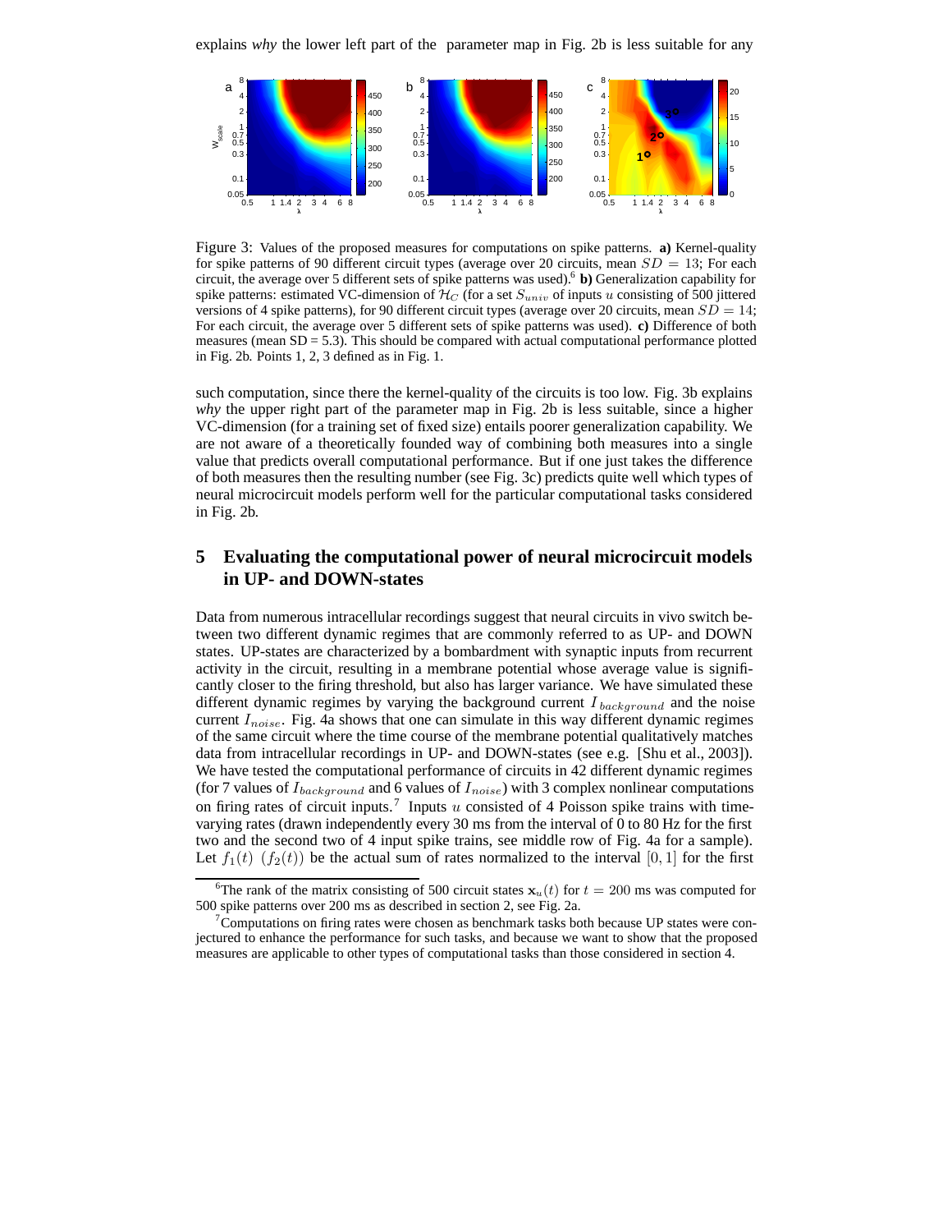explains *why* the lower left part of the parameter map in Fig. 2b is less suitable for any

Figure 3: Values of the proposed measures for computations on spike patterns. **a)** Kernel-quality for spike patterns of 90 different circuit types (average over 20 circuits, mean $SD = 13$; For each circuit, the average over 5 different sets of spike patterns was used).[6] **b)** Generalization capability for spike patterns: estimated VC-dimension of $\mathcal{H}_C$ (for a set $S_{univ}$ of inputs $u$ consisting of 500 jittered versions of 4 spike patterns), for 90 different circuit types (average over 20 circuits, mean $SD = 14$; For each circuit, the average over 5 different sets of spike patterns was used). **c)** Difference of both measures (mean SD = 5.3). This should be compared with actual computational performance plotted in Fig. 2b. Points 1, 2, 3 defined as in Fig. 1.

such computation, since there the kernel-quality of the circuits is too low. Fig. 3b explains *why* the upper right part of the parameter map in Fig. 2b is less suitable, since a higher VC-dimension (for a training set of fixed size) entails poorer generalization capability. We are not aware of a theoretically founded way of combining both measures into a single value that predicts overall computational performance. But if one just takes the difference of both measures then the resulting number (see Fig. 3c) predicts quite well which types of neural microcircuit models perform well for the particular computational tasks considered in Fig. 2b.

## 5 Evaluating the computational power of neural microcircuit models in UP- and DOWN-states

Data from numerous intracellular recordings suggest that neural circuits in vivo switch between two different dynamic regimes that are commonly referred to as UP- and DOWN states. UP-states are characterized by a bombardment with synaptic inputs from recurrent activity in the circuit, resulting in a membrane potential whose average value is significantly closer to the firing threshold, but also has larger variance. We have simulated these different dynamic regimes by varying the background current $I_{background}$ and the noise current $I_{noise}$. Fig. 4a shows that one can simulate in this way different dynamic regimes of the same circuit where the time course of the membrane potential qualitatively matches data from intracellular recordings in UP- and DOWN-states (see e.g. [Shu et al., 2003]). We have tested the computational performance of circuits in 42 different dynamic regimes (for 7 values of $I_{background}$ and 6 values of $I_{noise}$) with 3 complex nonlinear computations on firing rates of circuit inputs.[7] Inputs $u$ consisted of 4 Poisson spike trains with time-varying rates (drawn independently every 30 ms from the interval of 0 to 80 Hz for the first two and the second two of 4 input spike trains, see middle row of Fig. 4a for a sample). Let $f_1(t)$ $(f_2(t))$ be the actual sum of rates normalized to the interval $[0, 1]$ for the first

---

[6] The rank of the matrix consisting of 500 circuit states $\mathbf{x}_u(t)$ for $t = 200$ ms was computed for 500 spike patterns over 200 ms as described in section 2, see Fig. 2a.

[7] Computations on firing rates were chosen as benchmark tasks both because UP states were conjectured to enhance the performance for such tasks, and because we want to show that the proposed measures are applicable to other types of computational tasks than those considered in section 4.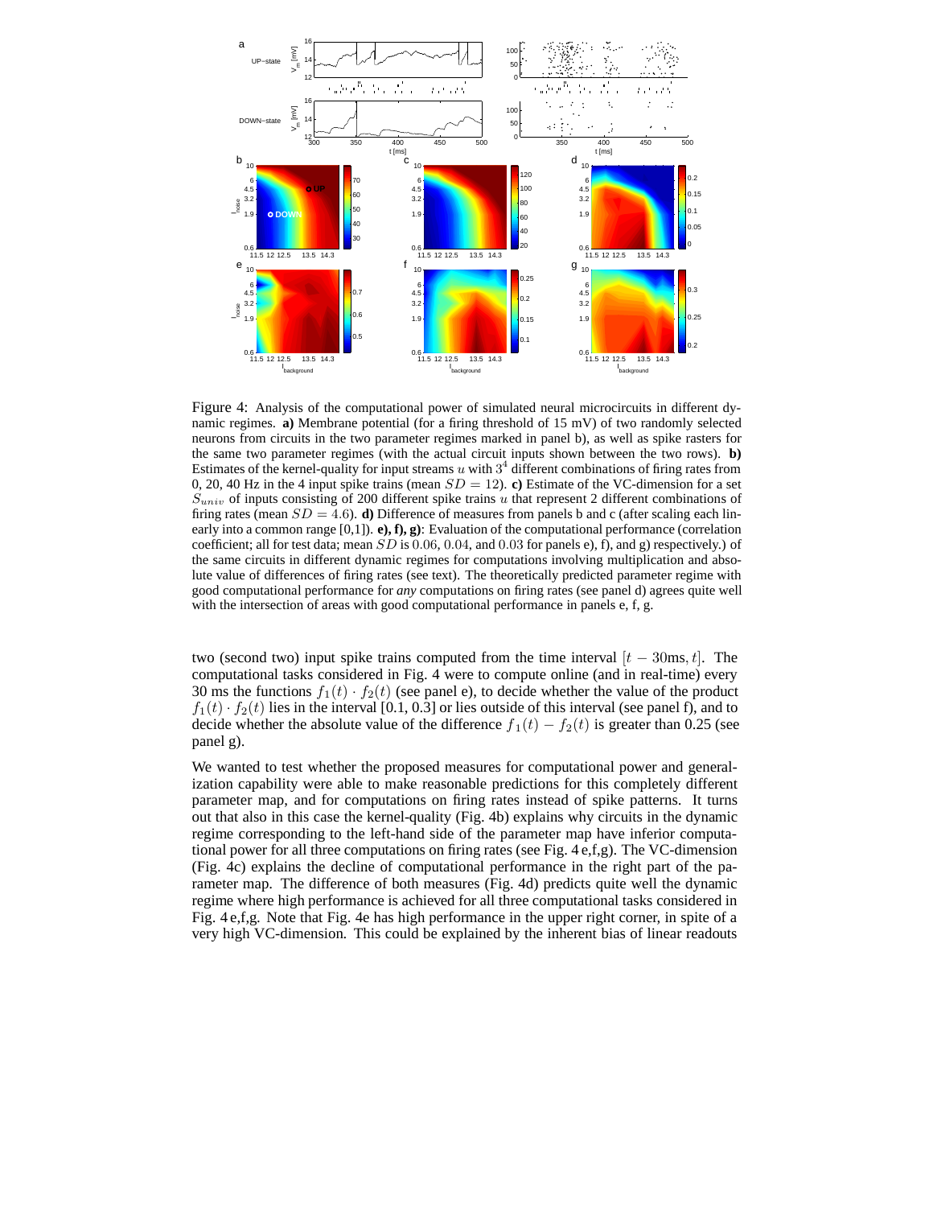Figure 4: Analysis of the computational power of simulated neural microcircuits in different dynamic regimes. **a)** Membrane potential (for a firing threshold of 15 mV) of two randomly selected neurons from circuits in the two parameter regimes marked in panel b), as well as spike rasters for the same two parameter regimes (with the actual circuit inputs shown between the two rows). **b)** Estimates of the kernel-quality for input streams $u$ with $3^4$ different combinations of firing rates from 0, 20, 40 Hz in the 4 input spike trains (mean $SD = 12$). **c)** Estimate of the VC-dimension for a set $S_{univ}$ of inputs consisting of 200 different spike trains $u$ that represent 2 different combinations of firing rates (mean $SD = 4.6$). **d)** Difference of measures from panels b and c (after scaling each linearly into a common range [0,1]). **e), f), g)**: Evaluation of the computational performance (correlation coefficient; all for test data; mean $SD$ is $0.06$, $0.04$, and $0.03$ for panels e), f), and g) respectively.) of the same circuits in different dynamic regimes for computations involving multiplication and absolute value of differences of firing rates (see text). The theoretically predicted parameter regime with good computational performance for *any* computations on firing rates (see panel d) agrees quite well with the intersection of areas with good computational performance in panels e, f, g.

two (second two) input spike trains computed from the time interval $[t - 30\text{ms}, t]$. The computational tasks considered in Fig. 4 were to compute online (and in real-time) every 30 ms the functions $f_1(t) \cdot f_2(t)$ (see panel e), to decide whether the value of the product $f_1(t) \cdot f_2(t)$ lies in the interval [0.1, 0.3] or lies outside of this interval (see panel f), and to decide whether the absolute value of the difference $f_1(t) - f_2(t)$ is greater than 0.25 (see panel g).

We wanted to test whether the proposed measures for computational power and generalization capability were able to make reasonable predictions for this completely different parameter map, and for computations on firing rates instead of spike patterns. It turns out that also in this case the kernel-quality (Fig. 4b) explains why circuits in the dynamic regime corresponding to the left-hand side of the parameter map have inferior computational power for all three computations on firing rates (see Fig. 4 e,f,g). The VC-dimension (Fig. 4c) explains the decline of computational performance in the right part of the parameter map. The difference of both measures (Fig. 4d) predicts quite well the dynamic regime where high performance is achieved for all three computational tasks considered in Fig. 4 e,f,g. Note that Fig. 4e has high performance in the upper right corner, in spite of a very high VC-dimension. This could be explained by the inherent bias of linear readouts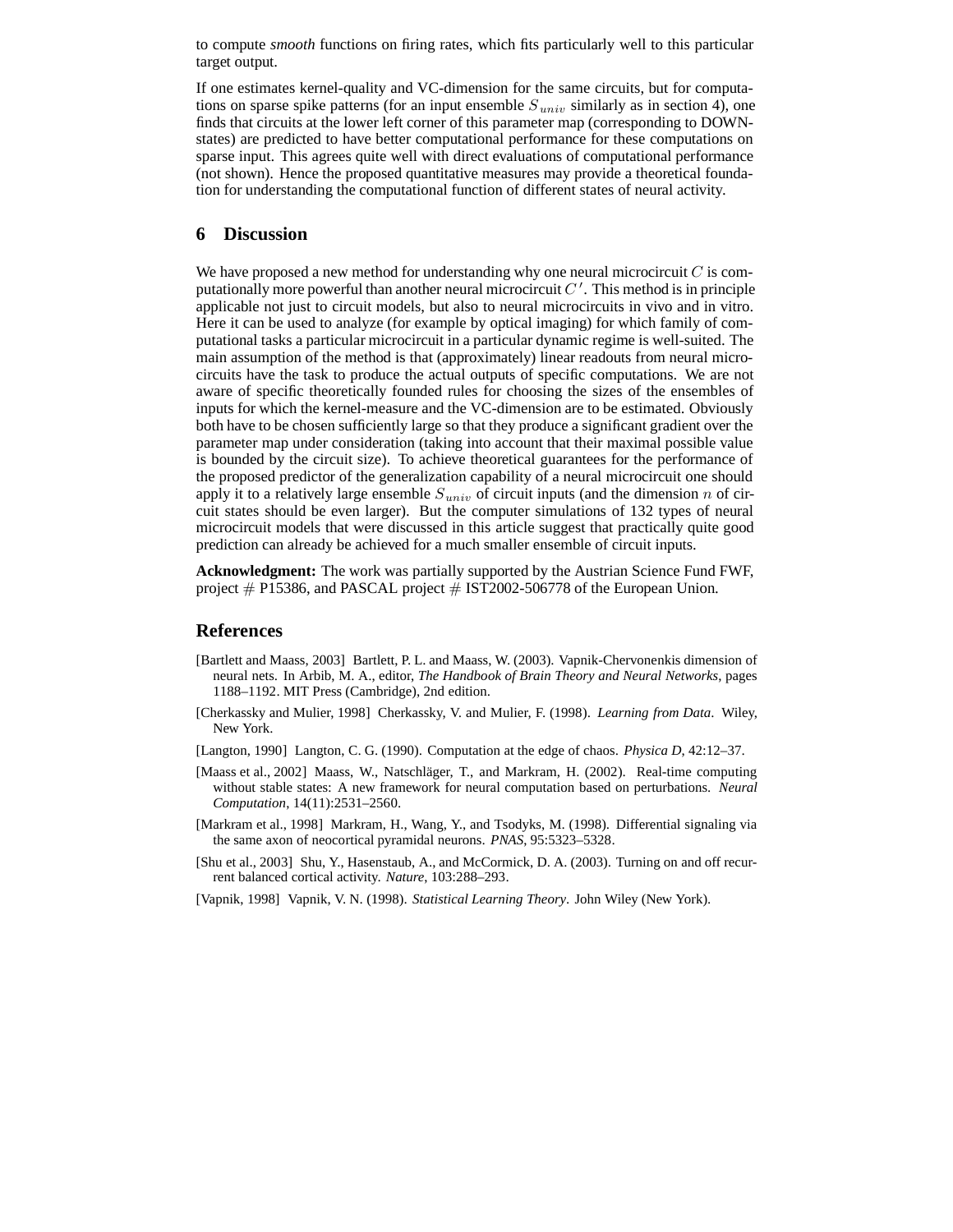to compute *smooth* functions on firing rates, which fits particularly well to this particular target output.

If one estimates kernel-quality and VC-dimension for the same circuits, but for computations on sparse spike patterns (for an input ensemble $S_{univ}$ similarly as in section 4), one finds that circuits at the lower left corner of this parameter map (corresponding to DOWN-states) are predicted to have better computational performance for these computations on sparse input. This agrees quite well with direct evaluations of computational performance (not shown). Hence the proposed quantitative measures may provide a theoretical foundation for understanding the computational function of different states of neural activity.

## 6 Discussion

We have proposed a new method for understanding why one neural microcircuit $C$ is computationally more powerful than another neural microcircuit $C'$. This method is in principle applicable not just to circuit models, but also to neural microcircuits in vivo and in vitro. Here it can be used to analyze (for example by optical imaging) for which family of computational tasks a particular microcircuit in a particular dynamic regime is well-suited. The main assumption of the method is that (approximately) linear readouts from neural microcircuits have the task to produce the actual outputs of specific computations. We are not aware of specific theoretically founded rules for choosing the sizes of the ensembles of inputs for which the kernel-measure and the VC-dimension are to be estimated. Obviously both have to be chosen sufficiently large so that they produce a significant gradient over the parameter map under consideration (taking into account that their maximal possible value is bounded by the circuit size). To achieve theoretical guarantees for the performance of the proposed predictor of the generalization capability of a neural microcircuit one should apply it to a relatively large ensemble $S_{univ}$ of circuit inputs (and the dimension $n$ of circuit states should be even larger). But the computer simulations of 132 types of neural microcircuit models that were discussed in this article suggest that practically quite good prediction can already be achieved for a much smaller ensemble of circuit inputs.

**Acknowledgment:** The work was partially supported by the Austrian Science Fund FWF, project # P15386, and PASCAL project # IST2002-506778 of the European Union.

## References

[Bartlett and Maass, 2003] Bartlett, P. L. and Maass, W. (2003). Vapnik-Chervonenkis dimension of neural nets. In Arbib, M. A., editor, *The Handbook of Brain Theory and Neural Networks*, pages 1188–1192. MIT Press (Cambridge), 2nd edition.

[Cherkassky and Mulier, 1998] Cherkassky, V. and Mulier, F. (1998). *Learning from Data*. Wiley, New York.

[Langton, 1990] Langton, C. G. (1990). Computation at the edge of chaos. *Physica D*, 42:12–37.

[Maass et al., 2002] Maass, W., Natschläger, T., and Markram, H. (2002). Real-time computing without stable states: A new framework for neural computation based on perturbations. *Neural Computation*, 14(11):2531–2560.

[Markram et al., 1998] Markram, H., Wang, Y., and Tsodyks, M. (1998). Differential signaling via the same axon of neocortical pyramidal neurons. *PNAS*, 95:5323–5328.

[Shu et al., 2003] Shu, Y., Hasenstaub, A., and McCormick, D. A. (2003). Turning on and off recurrent balanced cortical activity. *Nature*, 103:288–293.

[Vapnik, 1998] Vapnik, V. N. (1998). *Statistical Learning Theory*. John Wiley (New York).